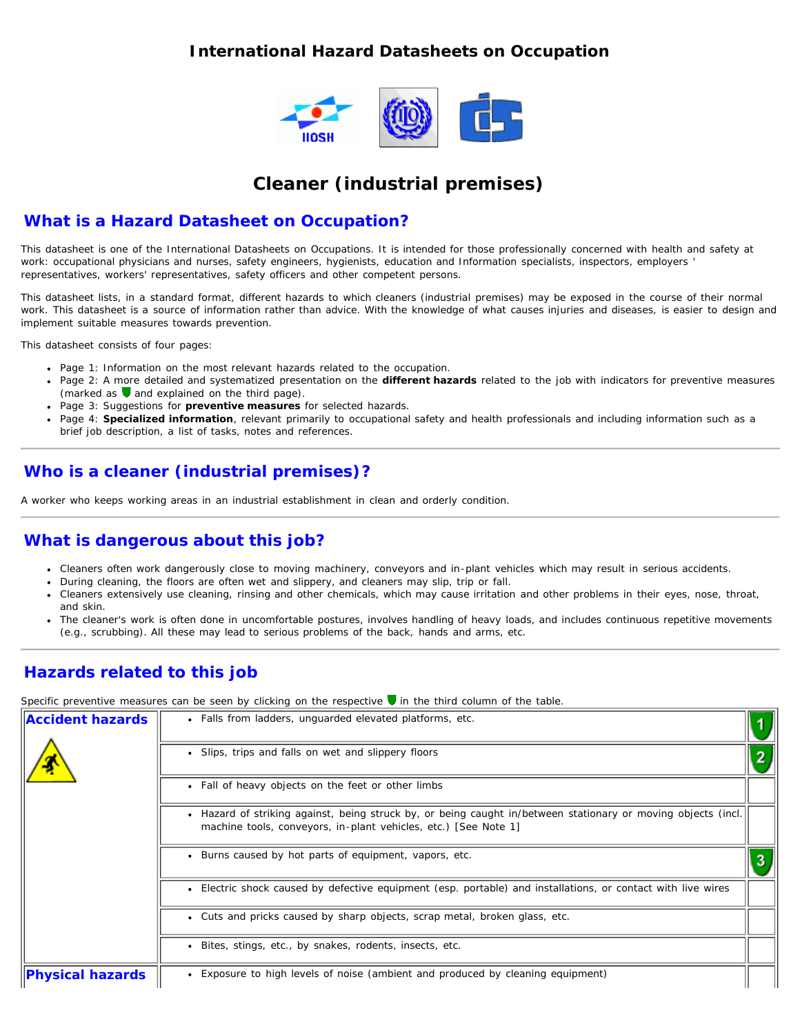# International Hazard Datasheets on Occupation

# Cleaner (industrial premises)

## What is a Hazard Datasheet on Occupation?

This datasheet is one of the International Datasheets on Occupations. It is intended for those professionally concerned with health and safety at work: occupational physicians and nurses, safety engineers, hygienists, education and Information specialists, inspectors, employers ' representatives, workers' representatives, safety officers and other competent persons.

This datasheet lists, in a standard format, different hazards to which cleaners (industrial premises) may be exposed in the course of their normal work. This datasheet is a source of information rather than advice. With the knowledge of what causes injuries and diseases, is easier to design and implement suitable measures towards prevention.

This datasheet consists of four pages:

- Page 1: Information on the most relevant hazards related to the occupation.
- Page 2: A more detailed and systematized presentation on the **different hazards** related to the job with indicators for preventive measures (marked as and explained on the third page).
- Page 3: Suggestions for **preventive measures** for selected hazards.
- Page 4: **Specialized information**, relevant primarily to occupational safety and health professionals and including information such as a brief job description, a list of tasks, notes and references.

## Who is a cleaner (industrial premises)?

A worker who keeps working areas in an industrial establishment in clean and orderly condition.

## What is dangerous about this job?

- Cleaners often work dangerously close to moving machinery, conveyors and in-plant vehicles which may result in serious accidents.
- During cleaning, the floors are often wet and slippery, and cleaners may slip, trip or fall.
- Cleaners extensively use cleaning, rinsing and other chemicals, which may cause irritation and other problems in their eyes, nose, throat, and skin.
- The cleaner's work is often done in uncomfortable postures, involves handling of heavy loads, and includes continuous repetitive movements (e.g., scrubbing). All these may lead to serious problems of the back, hands and arms, etc.

## Hazards related to this job

Specific preventive measures can be seen by clicking on the respective in the third column of the table.

| | | |
|---|---|---|
| **Accident hazards** | • Falls from ladders, unguarded elevated platforms, etc. | 1 |
| | • Slips, trips and falls on wet and slippery floors | 2 |
| | • Fall of heavy objects on the feet or other limbs | |
| | • Hazard of striking against, being struck by, or being caught in/between stationary or moving objects (incl. machine tools, conveyors, in-plant vehicles, etc.) [See Note 1] | |
| | • Burns caused by hot parts of equipment, vapors, etc. | 3 |
| | • Electric shock caused by defective equipment (esp. portable) and installations, or contact with live wires | |
| | • Cuts and pricks caused by sharp objects, scrap metal, broken glass, etc. | |
| | • Bites, stings, etc., by snakes, rodents, insects, etc. | |
| **Physical hazards** | • Exposure to high levels of noise (ambient and produced by cleaning equipment) | |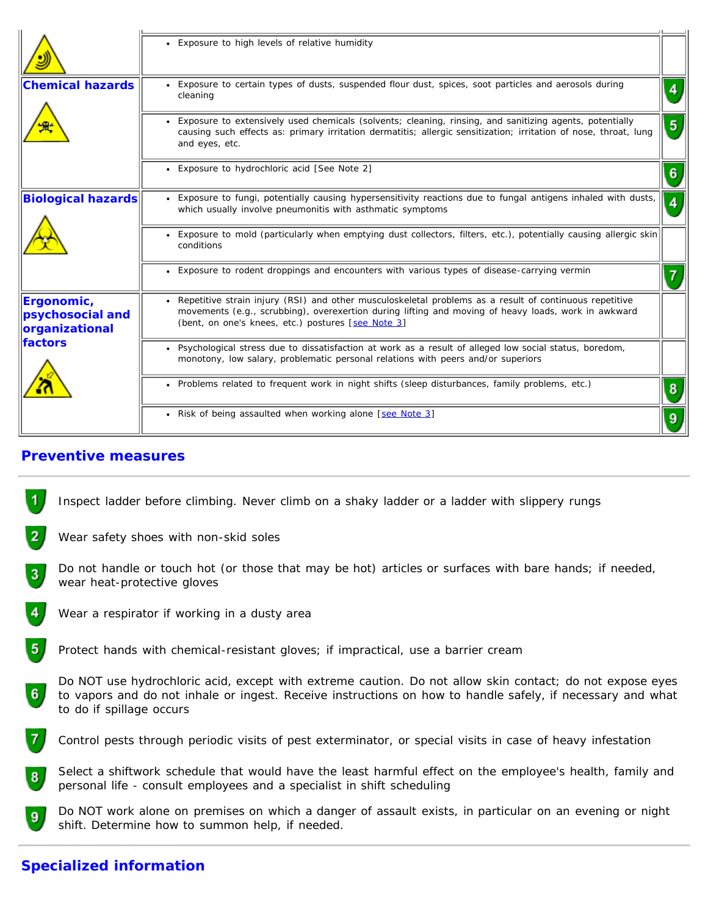| | | |
|---|---|---|
| | • Exposure to high levels of relative humidity | |
| **Chemical hazards** | • Exposure to certain types of dusts, suspended flour dust, spices, soot particles and aerosols during cleaning | 4 |
| | • Exposure to extensively used chemicals (solvents; cleaning, rinsing, and sanitizing agents, potentially causing such effects as: primary irritation dermatitis; allergic sensitization; irritation of nose, throat, lung and eyes, etc. | 5 |
| | • Exposure to hydrochloric acid [See Note 2] | 6 |
| **Biological hazards** | • Exposure to fungi, potentially causing hypersensitivity reactions due to fungal antigens inhaled with dusts, which usually involve pneumonitis with asthmatic symptoms | 4 |
| | • Exposure to mold (particularly when emptying dust collectors, filters, etc.), potentially causing allergic skin conditions | |
| | • Exposure to rodent droppings and encounters with various types of disease-carrying vermin | 7 |
| **Ergonomic, psychosocial and organizational factors** | • Repetitive strain injury (RSI) and other musculoskeletal problems as a result of continuous repetitive movements (e.g., scrubbing), overexertion during lifting and moving of heavy loads, work in awkward (bent, on one's knees, etc.) postures [see Note 3] | |
| | • Psychological stress due to dissatisfaction at work as a result of alleged low social status, boredom, monotony, low salary, problematic personal relations with peers and/or superiors | |
| | • Problems related to frequent work in night shifts (sleep disturbances, family problems, etc.) | 8 |
| | • Risk of being assaulted when working alone [see Note 3] | 9 |

## Preventive measures

1. Inspect ladder before climbing. Never climb on a shaky ladder or a ladder with slippery rungs
2. Wear safety shoes with non-skid soles
3. Do not handle or touch hot (or those that may be hot) articles or surfaces with bare hands; if needed, wear heat-protective gloves
4. Wear a respirator if working in a dusty area
5. Protect hands with chemical-resistant gloves; if impractical, use a barrier cream
6. Do NOT use hydrochloric acid, except with extreme caution. Do not allow skin contact; do not expose eyes to vapors and do not inhale or ingest. Receive instructions on how to handle safely, if necessary and what to do if spillage occurs
7. Control pests through periodic visits of pest exterminator, or special visits in case of heavy infestation
8. Select a shiftwork schedule that would have the least harmful effect on the employee's health, family and personal life - consult employees and a specialist in shift scheduling
9. Do NOT work alone on premises on which a danger of assault exists, in particular on an evening or night shift. Determine how to summon help, if needed.

## Specialized information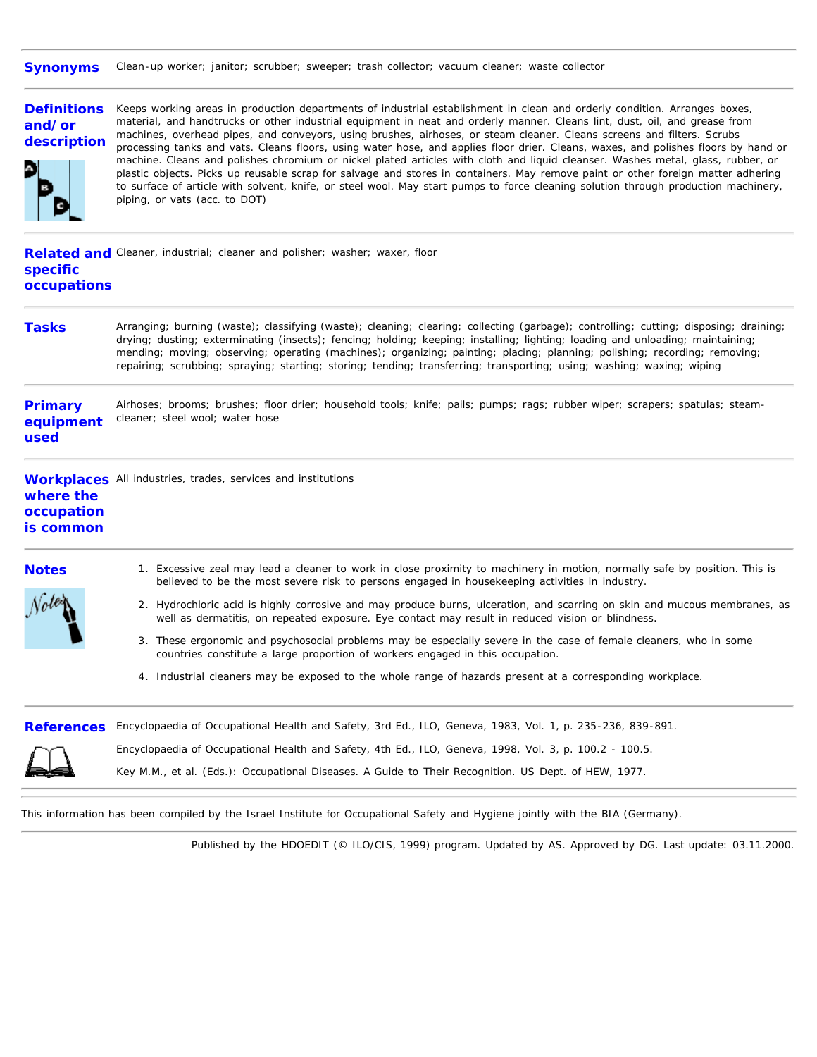**Synonyms**

Clean-up worker; janitor; scrubber; sweeper; trash collector; vacuum cleaner; waste collector

**Definitions and/or description**

Keeps working areas in production departments of industrial establishment in clean and orderly condition. Arranges boxes, material, and handtrucks or other industrial equipment in neat and orderly manner. Cleans lint, dust, oil, and grease from machines, overhead pipes, and conveyors, using brushes, airhoses, or steam cleaner. Cleans screens and filters. Scrubs processing tanks and vats. Cleans floors, using water hose, and applies floor drier. Cleans, waxes, and polishes floors by hand or machine. Cleans and polishes chromium or nickel plated articles with cloth and liquid cleanser. Washes metal, glass, rubber, or plastic objects. Picks up reusable scrap for salvage and stores in containers. May remove paint or other foreign matter adhering to surface of article with solvent, knife, or steel wool. May start pumps to force cleaning solution through production machinery, piping, or vats (acc. to DOT)

**Related and specific occupations**

Cleaner, industrial; cleaner and polisher; washer; waxer, floor

**Tasks**

Arranging; burning (waste); classifying (waste); cleaning; clearing; collecting (garbage); controlling; cutting; disposing; draining; drying; dusting; exterminating (insects); fencing; holding; keeping; installing; lighting; loading and unloading; maintaining; mending; moving; observing; operating (machines); organizing; painting; placing; planning; polishing; recording; removing; repairing; scrubbing; spraying; starting; storing; tending; transferring; transporting; using; washing; waxing; wiping

**Primary equipment used**

Airhoses; brooms; brushes; floor drier; household tools; knife; pails; pumps; rags; rubber wiper; scrapers; spatulas; steam-cleaner; steel wool; water hose

**Workplaces where the occupation is common**

All industries, trades, services and institutions

**Notes**

1. Excessive zeal may lead a cleaner to work in close proximity to machinery in motion, normally safe by position. This is believed to be the most severe risk to persons engaged in housekeeping activities in industry.
2. Hydrochloric acid is highly corrosive and may produce burns, ulceration, and scarring on skin and mucous membranes, as well as dermatitis, on repeated exposure. Eye contact may result in reduced vision or blindness.
3. These ergonomic and psychosocial problems may be especially severe in the case of female cleaners, who in some countries constitute a large proportion of workers engaged in this occupation.
4. Industrial cleaners may be exposed to the whole range of hazards present at a corresponding workplace.

**References**

Encyclopaedia of Occupational Health and Safety, 3rd Ed., ILO, Geneva, 1983, Vol. 1, p. 235-236, 839-891.

Encyclopaedia of Occupational Health and Safety, 4th Ed., ILO, Geneva, 1998, Vol. 3, p. 100.2 - 100.5.

Key M.M., et al. (Eds.): Occupational Diseases. A Guide to Their Recognition. US Dept. of HEW, 1977.

This information has been compiled by the Israel Institute for Occupational Safety and Hygiene jointly with the BIA (Germany).

Published by the HDOEDIT (© ILO/CIS, 1999) program. Updated by AS. Approved by DG. Last update: 03.11.2000.